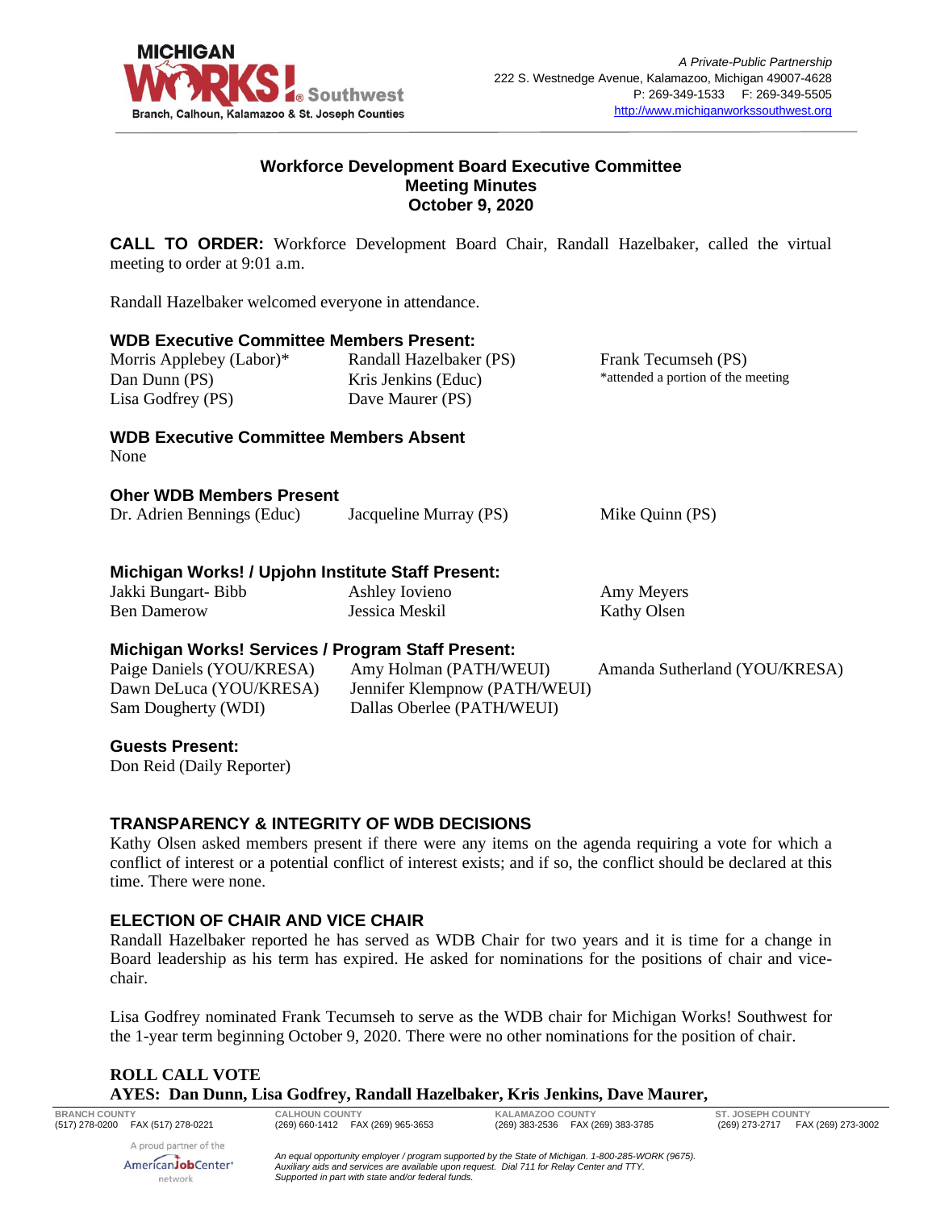A Private-Public Partnership
222 S. Westnedge Avenue, Kalamazoo, Michigan 49007-4628
P: 269-349-1533 F: 269-349-5505
http://www.michiganworkssouthwest.org

# Workforce Development Board Executive Committee
## Meeting Minutes
## October 9, 2020

**CALL TO ORDER:** Workforce Development Board Chair, Randall Hazelbaker, called the virtual meeting to order at 9:01 a.m.

Randall Hazelbaker welcomed everyone in attendance.

### WDB Executive Committee Members Present:

Morris Applebey (Labor)*
Dan Dunn (PS)
Lisa Godfrey (PS)
Randall Hazelbaker (PS)
Kris Jenkins (Educ)
Dave Maurer (PS)
Frank Tecumseh (PS)

*attended a portion of the meeting

### WDB Executive Committee Members Absent

None

### Oher WDB Members Present

Dr. Adrien Bennings (Educ)
Jacqueline Murray (PS)
Mike Quinn (PS)

### Michigan Works! / Upjohn Institute Staff Present:

Jakki Bungart- Bibb
Ben Damerow
Ashley Iovieno
Jessica Meskil
Amy Meyers
Kathy Olsen

### Michigan Works! Services / Program Staff Present:

Paige Daniels (YOU/KRESA)
Dawn DeLuca (YOU/KRESA)
Sam Dougherty (WDI)
Amy Holman (PATH/WEUI)
Jennifer Klempnow (PATH/WEUI)
Dallas Oberlee (PATH/WEUI)
Amanda Sutherland (YOU/KRESA)

### Guests Present:

Don Reid (Daily Reporter)

### TRANSPARENCY & INTEGRITY OF WDB DECISIONS

Kathy Olsen asked members present if there were any items on the agenda requiring a vote for which a conflict of interest or a potential conflict of interest exists; and if so, the conflict should be declared at this time. There were none.

### ELECTION OF CHAIR AND VICE CHAIR

Randall Hazelbaker reported he has served as WDB Chair for two years and it is time for a change in Board leadership as his term has expired. He asked for nominations for the positions of chair and vice-chair.

Lisa Godfrey nominated Frank Tecumseh to serve as the WDB chair for Michigan Works! Southwest for the 1-year term beginning October 9, 2020. There were no other nominations for the position of chair.

**ROLL CALL VOTE**
**AYES: Dan Dunn, Lisa Godfrey, Randall Hazelbaker, Kris Jenkins, Dave Maurer,**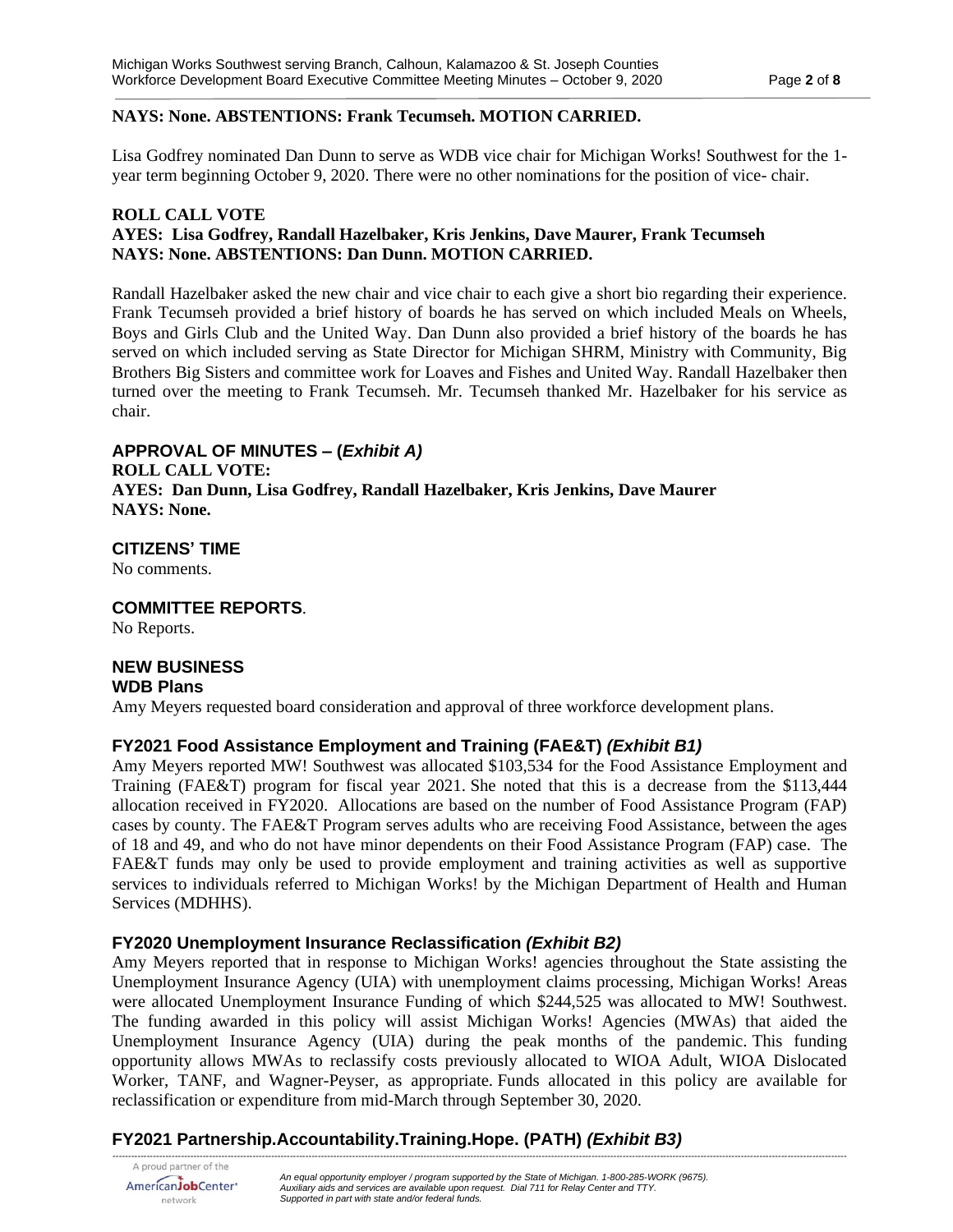**NAYS: None. ABSTENTIONS: Frank Tecumseh. MOTION CARRIED.**

Lisa Godfrey nominated Dan Dunn to serve as WDB vice chair for Michigan Works! Southwest for the 1-year term beginning October 9, 2020. There were no other nominations for the position of vice- chair.

**ROLL CALL VOTE**
**AYES: Lisa Godfrey, Randall Hazelbaker, Kris Jenkins, Dave Maurer, Frank Tecumseh**
**NAYS: None. ABSTENTIONS: Dan Dunn. MOTION CARRIED.**

Randall Hazelbaker asked the new chair and vice chair to each give a short bio regarding their experience. Frank Tecumseh provided a brief history of boards he has served on which included Meals on Wheels, Boys and Girls Club and the United Way. Dan Dunn also provided a brief history of the boards he has served on which included serving as State Director for Michigan SHRM, Ministry with Community, Big Brothers Big Sisters and committee work for Loaves and Fishes and United Way. Randall Hazelbaker then turned over the meeting to Frank Tecumseh. Mr. Tecumseh thanked Mr. Hazelbaker for his service as chair.

## APPROVAL OF MINUTES – (*Exhibit A)*

**ROLL CALL VOTE:**
**AYES: Dan Dunn, Lisa Godfrey, Randall Hazelbaker, Kris Jenkins, Dave Maurer**
**NAYS: None.**

## CITIZENS' TIME

No comments.

## COMMITTEE REPORTS.

No Reports.

## NEW BUSINESS

### WDB Plans

Amy Meyers requested board consideration and approval of three workforce development plans.

### FY2021 Food Assistance Employment and Training (FAE&T) *(Exhibit B1)*

Amy Meyers reported MW! Southwest was allocated $103,534 for the Food Assistance Employment and Training (FAE&T) program for fiscal year 2021. She noted that this is a decrease from the $113,444 allocation received in FY2020. Allocations are based on the number of Food Assistance Program (FAP) cases by county. The FAE&T Program serves adults who are receiving Food Assistance, between the ages of 18 and 49, and who do not have minor dependents on their Food Assistance Program (FAP) case. The FAE&T funds may only be used to provide employment and training activities as well as supportive services to individuals referred to Michigan Works! by the Michigan Department of Health and Human Services (MDHHS).

### FY2020 Unemployment Insurance Reclassification *(Exhibit B2)*

Amy Meyers reported that in response to Michigan Works! agencies throughout the State assisting the Unemployment Insurance Agency (UIA) with unemployment claims processing, Michigan Works! Areas were allocated Unemployment Insurance Funding of which $244,525 was allocated to MW! Southwest. The funding awarded in this policy will assist Michigan Works! Agencies (MWAs) that aided the Unemployment Insurance Agency (UIA) during the peak months of the pandemic. This funding opportunity allows MWAs to reclassify costs previously allocated to WIOA Adult, WIOA Dislocated Worker, TANF, and Wagner-Peyser, as appropriate. Funds allocated in this policy are available for reclassification or expenditure from mid-March through September 30, 2020.

### FY2021 Partnership.Accountability.Training.Hope. (PATH) *(Exhibit B3)*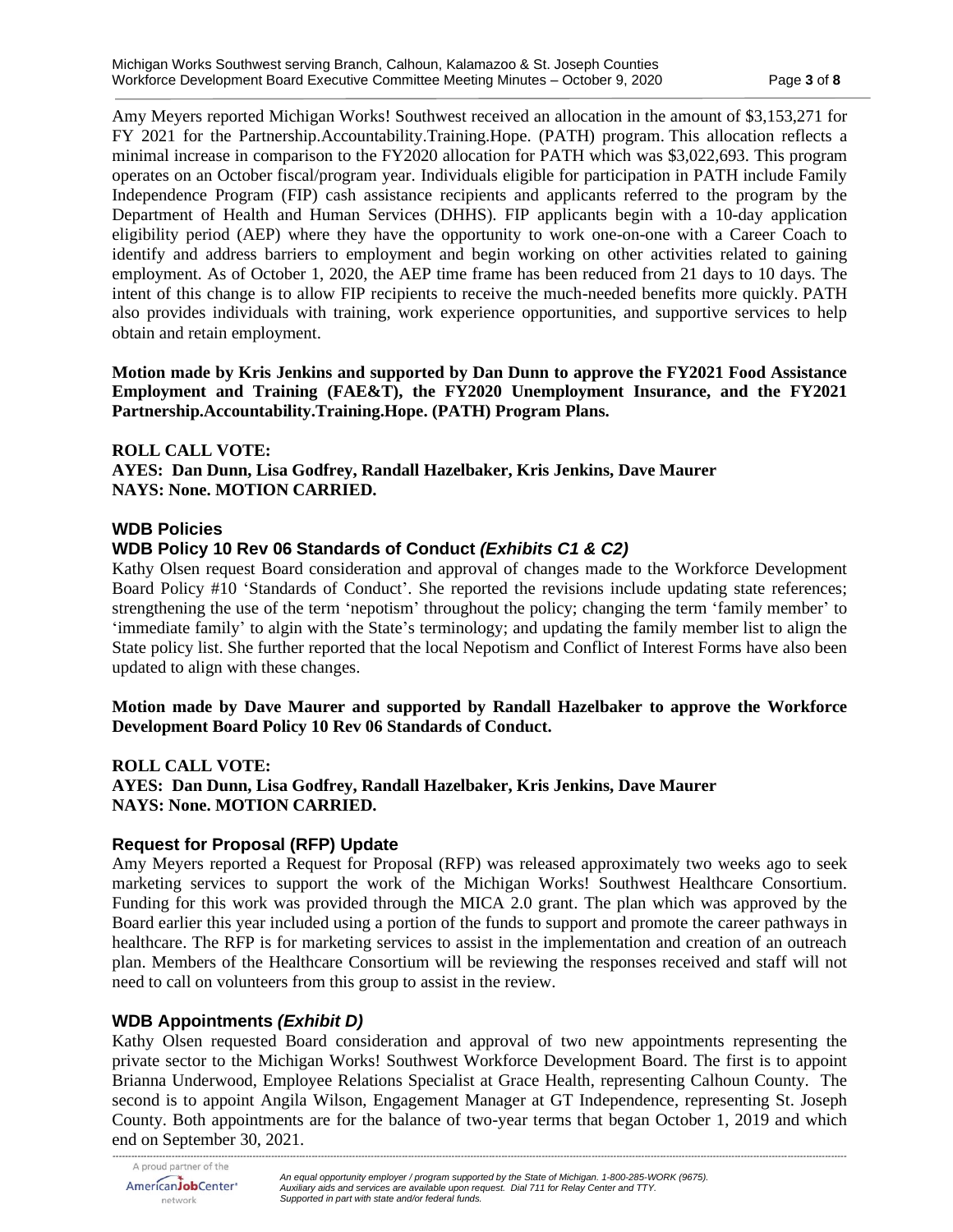Amy Meyers reported Michigan Works! Southwest received an allocation in the amount of $3,153,271 for FY 2021 for the Partnership.Accountability.Training.Hope. (PATH) program. This allocation reflects a minimal increase in comparison to the FY2020 allocation for PATH which was $3,022,693. This program operates on an October fiscal/program year. Individuals eligible for participation in PATH include Family Independence Program (FIP) cash assistance recipients and applicants referred to the program by the Department of Health and Human Services (DHHS). FIP applicants begin with a 10-day application eligibility period (AEP) where they have the opportunity to work one-on-one with a Career Coach to identify and address barriers to employment and begin working on other activities related to gaining employment. As of October 1, 2020, the AEP time frame has been reduced from 21 days to 10 days. The intent of this change is to allow FIP recipients to receive the much-needed benefits more quickly. PATH also provides individuals with training, work experience opportunities, and supportive services to help obtain and retain employment.

**Motion made by Kris Jenkins and supported by Dan Dunn to approve the FY2021 Food Assistance Employment and Training (FAE&T), the FY2020 Unemployment Insurance, and the FY2021 Partnership.Accountability.Training.Hope. (PATH) Program Plans.**

**ROLL CALL VOTE:**
**AYES: Dan Dunn, Lisa Godfrey, Randall Hazelbaker, Kris Jenkins, Dave Maurer**
**NAYS: None. MOTION CARRIED.**

## WDB Policies

### WDB Policy 10 Rev 06 Standards of Conduct *(Exhibits C1 & C2)*

Kathy Olsen request Board consideration and approval of changes made to the Workforce Development Board Policy #10 'Standards of Conduct'. She reported the revisions include updating state references; strengthening the use of the term 'nepotism' throughout the policy; changing the term 'family member' to 'immediate family' to algin with the State's terminology; and updating the family member list to align the State policy list. She further reported that the local Nepotism and Conflict of Interest Forms have also been updated to align with these changes.

**Motion made by Dave Maurer and supported by Randall Hazelbaker to approve the Workforce Development Board Policy 10 Rev 06 Standards of Conduct.**

**ROLL CALL VOTE:**
**AYES: Dan Dunn, Lisa Godfrey, Randall Hazelbaker, Kris Jenkins, Dave Maurer**
**NAYS: None. MOTION CARRIED.**

## Request for Proposal (RFP) Update

Amy Meyers reported a Request for Proposal (RFP) was released approximately two weeks ago to seek marketing services to support the work of the Michigan Works! Southwest Healthcare Consortium. Funding for this work was provided through the MICA 2.0 grant. The plan which was approved by the Board earlier this year included using a portion of the funds to support and promote the career pathways in healthcare. The RFP is for marketing services to assist in the implementation and creation of an outreach plan. Members of the Healthcare Consortium will be reviewing the responses received and staff will not need to call on volunteers from this group to assist in the review.

## WDB Appointments *(Exhibit D)*

Kathy Olsen requested Board consideration and approval of two new appointments representing the private sector to the Michigan Works! Southwest Workforce Development Board. The first is to appoint Brianna Underwood, Employee Relations Specialist at Grace Health, representing Calhoun County. The second is to appoint Angila Wilson, Engagement Manager at GT Independence, representing St. Joseph County. Both appointments are for the balance of two-year terms that began October 1, 2019 and which end on September 30, 2021.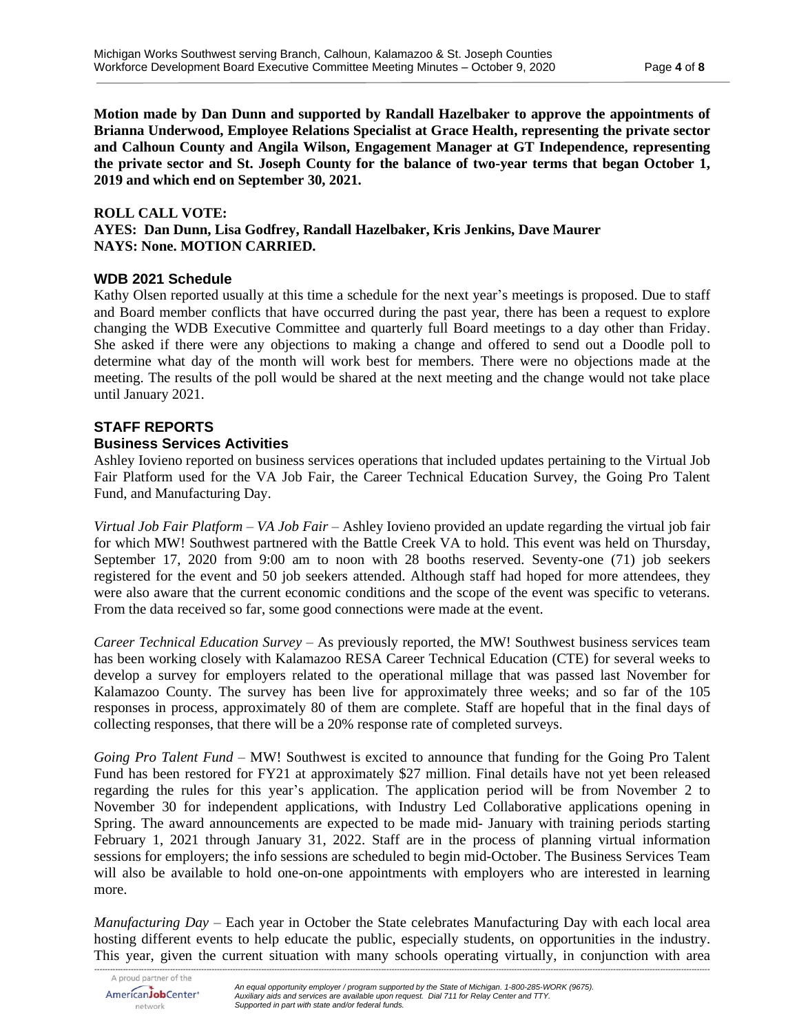**Motion made by Dan Dunn and supported by Randall Hazelbaker to approve the appointments of Brianna Underwood, Employee Relations Specialist at Grace Health, representing the private sector and Calhoun County and Angila Wilson, Engagement Manager at GT Independence, representing the private sector and St. Joseph County for the balance of two-year terms that began October 1, 2019 and which end on September 30, 2021.**

**ROLL CALL VOTE:**
**AYES: Dan Dunn, Lisa Godfrey, Randall Hazelbaker, Kris Jenkins, Dave Maurer**
**NAYS: None. MOTION CARRIED.**

### WDB 2021 Schedule

Kathy Olsen reported usually at this time a schedule for the next year's meetings is proposed. Due to staff and Board member conflicts that have occurred during the past year, there has been a request to explore changing the WDB Executive Committee and quarterly full Board meetings to a day other than Friday. She asked if there were any objections to making a change and offered to send out a Doodle poll to determine what day of the month will work best for members. There were no objections made at the meeting. The results of the poll would be shared at the next meeting and the change would not take place until January 2021.

## STAFF REPORTS

### Business Services Activities

Ashley Iovieno reported on business services operations that included updates pertaining to the Virtual Job Fair Platform used for the VA Job Fair, the Career Technical Education Survey, the Going Pro Talent Fund, and Manufacturing Day.

*Virtual Job Fair Platform – VA Job Fair* – Ashley Iovieno provided an update regarding the virtual job fair for which MW! Southwest partnered with the Battle Creek VA to hold. This event was held on Thursday, September 17, 2020 from 9:00 am to noon with 28 booths reserved. Seventy-one (71) job seekers registered for the event and 50 job seekers attended. Although staff had hoped for more attendees, they were also aware that the current economic conditions and the scope of the event was specific to veterans. From the data received so far, some good connections were made at the event.

*Career Technical Education Survey* – As previously reported, the MW! Southwest business services team has been working closely with Kalamazoo RESA Career Technical Education (CTE) for several weeks to develop a survey for employers related to the operational millage that was passed last November for Kalamazoo County. The survey has been live for approximately three weeks; and so far of the 105 responses in process, approximately 80 of them are complete. Staff are hopeful that in the final days of collecting responses, that there will be a 20% response rate of completed surveys.

*Going Pro Talent Fund* – MW! Southwest is excited to announce that funding for the Going Pro Talent Fund has been restored for FY21 at approximately $27 million. Final details have not yet been released regarding the rules for this year's application. The application period will be from November 2 to November 30 for independent applications, with Industry Led Collaborative applications opening in Spring. The award announcements are expected to be made mid- January with training periods starting February 1, 2021 through January 31, 2022. Staff are in the process of planning virtual information sessions for employers; the info sessions are scheduled to begin mid-October. The Business Services Team will also be available to hold one-on-one appointments with employers who are interested in learning more.

*Manufacturing Day* – Each year in October the State celebrates Manufacturing Day with each local area hosting different events to help educate the public, especially students, on opportunities in the industry. This year, given the current situation with many schools operating virtually, in conjunction with area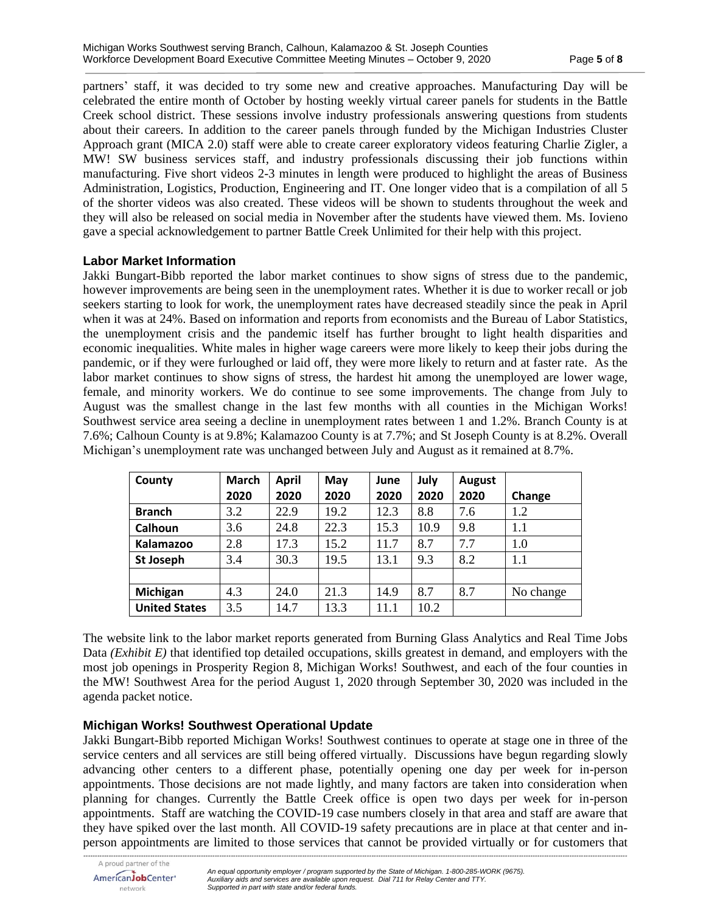partners' staff, it was decided to try some new and creative approaches. Manufacturing Day will be celebrated the entire month of October by hosting weekly virtual career panels for students in the Battle Creek school district. These sessions involve industry professionals answering questions from students about their careers. In addition to the career panels through funded by the Michigan Industries Cluster Approach grant (MICA 2.0) staff were able to create career exploratory videos featuring Charlie Zigler, a MW! SW business services staff, and industry professionals discussing their job functions within manufacturing. Five short videos 2-3 minutes in length were produced to highlight the areas of Business Administration, Logistics, Production, Engineering and IT. One longer video that is a compilation of all 5 of the shorter videos was also created. These videos will be shown to students throughout the week and they will also be released on social media in November after the students have viewed them. Ms. Iovieno gave a special acknowledgement to partner Battle Creek Unlimited for their help with this project.

### Labor Market Information

Jakki Bungart-Bibb reported the labor market continues to show signs of stress due to the pandemic, however improvements are being seen in the unemployment rates. Whether it is due to worker recall or job seekers starting to look for work, the unemployment rates have decreased steadily since the peak in April when it was at 24%. Based on information and reports from economists and the Bureau of Labor Statistics, the unemployment crisis and the pandemic itself has further brought to light health disparities and economic inequalities. White males in higher wage careers were more likely to keep their jobs during the pandemic, or if they were furloughed or laid off, they were more likely to return and at faster rate. As the labor market continues to show signs of stress, the hardest hit among the unemployed are lower wage, female, and minority workers. We do continue to see some improvements. The change from July to August was the smallest change in the last few months with all counties in the Michigan Works! Southwest service area seeing a decline in unemployment rates between 1 and 1.2%. Branch County is at 7.6%; Calhoun County is at 9.8%; Kalamazoo County is at 7.7%; and St Joseph County is at 8.2%. Overall Michigan's unemployment rate was unchanged between July and August as it remained at 8.7%.

| County | March 2020 | April 2020 | May 2020 | June 2020 | July 2020 | August 2020 | Change |
|---|---|---|---|---|---|---|---|
| **Branch** | 3.2 | 22.9 | 19.2 | 12.3 | 8.8 | 7.6 | 1.2 |
| **Calhoun** | 3.6 | 24.8 | 22.3 | 15.3 | 10.9 | 9.8 | 1.1 |
| **Kalamazoo** | 2.8 | 17.3 | 15.2 | 11.7 | 8.7 | 7.7 | 1.0 |
| **St Joseph** | 3.4 | 30.3 | 19.5 | 13.1 | 9.3 | 8.2 | 1.1 |
| | | | | | | | |
| **Michigan** | 4.3 | 24.0 | 21.3 | 14.9 | 8.7 | 8.7 | No change |
| **United States** | 3.5 | 14.7 | 13.3 | 11.1 | 10.2 | | |

The website link to the labor market reports generated from Burning Glass Analytics and Real Time Jobs Data *(Exhibit E)* that identified top detailed occupations, skills greatest in demand, and employers with the most job openings in Prosperity Region 8, Michigan Works! Southwest, and each of the four counties in the MW! Southwest Area for the period August 1, 2020 through September 30, 2020 was included in the agenda packet notice.

### Michigan Works! Southwest Operational Update

Jakki Bungart-Bibb reported Michigan Works! Southwest continues to operate at stage one in three of the service centers and all services are still being offered virtually. Discussions have begun regarding slowly advancing other centers to a different phase, potentially opening one day per week for in-person appointments. Those decisions are not made lightly, and many factors are taken into consideration when planning for changes. Currently the Battle Creek office is open two days per week for in-person appointments. Staff are watching the COVID-19 case numbers closely in that area and staff are aware that they have spiked over the last month. All COVID-19 safety precautions are in place at that center and in-person appointments are limited to those services that cannot be provided virtually or for customers that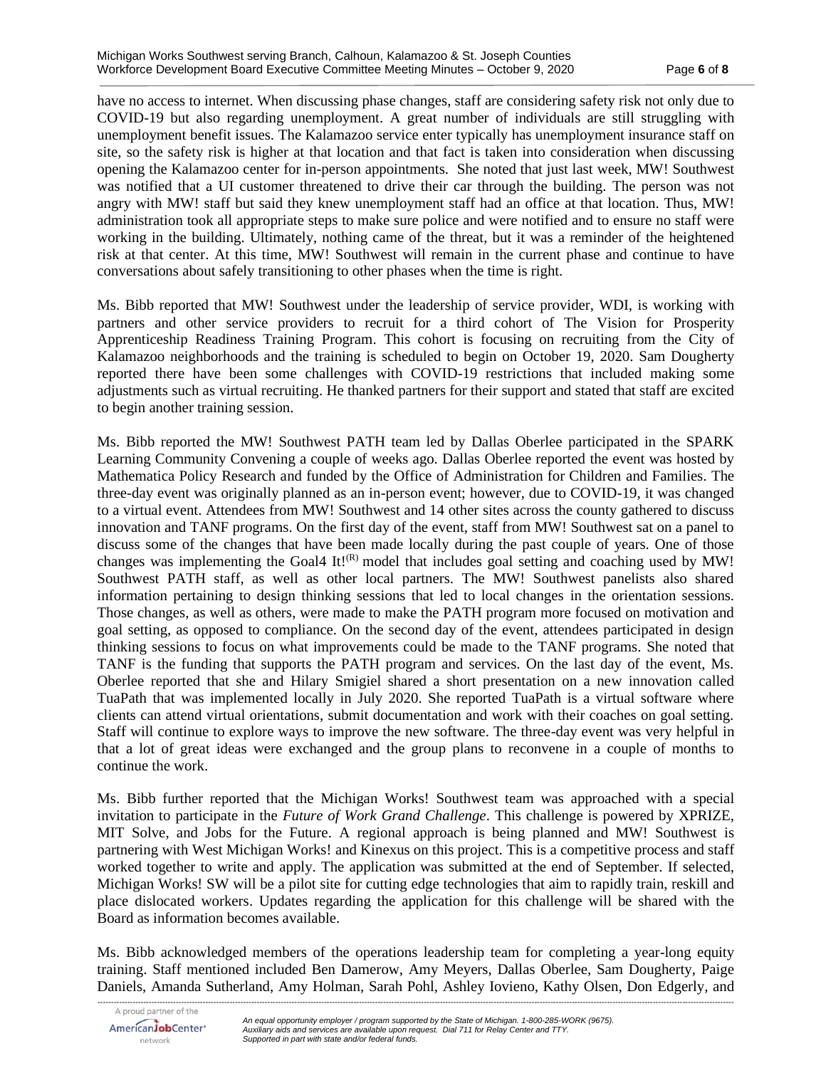have no access to internet. When discussing phase changes, staff are considering safety risk not only due to COVID-19 but also regarding unemployment. A great number of individuals are still struggling with unemployment benefit issues. The Kalamazoo service enter typically has unemployment insurance staff on site, so the safety risk is higher at that location and that fact is taken into consideration when discussing opening the Kalamazoo center for in-person appointments. She noted that just last week, MW! Southwest was notified that a UI customer threatened to drive their car through the building. The person was not angry with MW! staff but said they knew unemployment staff had an office at that location. Thus, MW! administration took all appropriate steps to make sure police and were notified and to ensure no staff were working in the building. Ultimately, nothing came of the threat, but it was a reminder of the heightened risk at that center. At this time, MW! Southwest will remain in the current phase and continue to have conversations about safely transitioning to other phases when the time is right.

Ms. Bibb reported that MW! Southwest under the leadership of service provider, WDI, is working with partners and other service providers to recruit for a third cohort of The Vision for Prosperity Apprenticeship Readiness Training Program. This cohort is focusing on recruiting from the City of Kalamazoo neighborhoods and the training is scheduled to begin on October 19, 2020. Sam Dougherty reported there have been some challenges with COVID-19 restrictions that included making some adjustments such as virtual recruiting. He thanked partners for their support and stated that staff are excited to begin another training session.

Ms. Bibb reported the MW! Southwest PATH team led by Dallas Oberlee participated in the SPARK Learning Community Convening a couple of weeks ago. Dallas Oberlee reported the event was hosted by Mathematica Policy Research and funded by the Office of Administration for Children and Families. The three-day event was originally planned as an in-person event; however, due to COVID-19, it was changed to a virtual event. Attendees from MW! Southwest and 14 other sites across the county gathered to discuss innovation and TANF programs. On the first day of the event, staff from MW! Southwest sat on a panel to discuss some of the changes that have been made locally during the past couple of years. One of those changes was implementing the Goal4 It!(R) model that includes goal setting and coaching used by MW! Southwest PATH staff, as well as other local partners. The MW! Southwest panelists also shared information pertaining to design thinking sessions that led to local changes in the orientation sessions. Those changes, as well as others, were made to make the PATH program more focused on motivation and goal setting, as opposed to compliance. On the second day of the event, attendees participated in design thinking sessions to focus on what improvements could be made to the TANF programs. She noted that TANF is the funding that supports the PATH program and services. On the last day of the event, Ms. Oberlee reported that she and Hilary Smigiel shared a short presentation on a new innovation called TuaPath that was implemented locally in July 2020. She reported TuaPath is a virtual software where clients can attend virtual orientations, submit documentation and work with their coaches on goal setting. Staff will continue to explore ways to improve the new software. The three-day event was very helpful in that a lot of great ideas were exchanged and the group plans to reconvene in a couple of months to continue the work.

Ms. Bibb further reported that the Michigan Works! Southwest team was approached with a special invitation to participate in the *Future of Work Grand Challenge*. This challenge is powered by XPRIZE, MIT Solve, and Jobs for the Future. A regional approach is being planned and MW! Southwest is partnering with West Michigan Works! and Kinexus on this project. This is a competitive process and staff worked together to write and apply. The application was submitted at the end of September. If selected, Michigan Works! SW will be a pilot site for cutting edge technologies that aim to rapidly train, reskill and place dislocated workers. Updates regarding the application for this challenge will be shared with the Board as information becomes available.

Ms. Bibb acknowledged members of the operations leadership team for completing a year-long equity training. Staff mentioned included Ben Damerow, Amy Meyers, Dallas Oberlee, Sam Dougherty, Paige Daniels, Amanda Sutherland, Amy Holman, Sarah Pohl, Ashley Iovieno, Kathy Olsen, Don Edgerly, and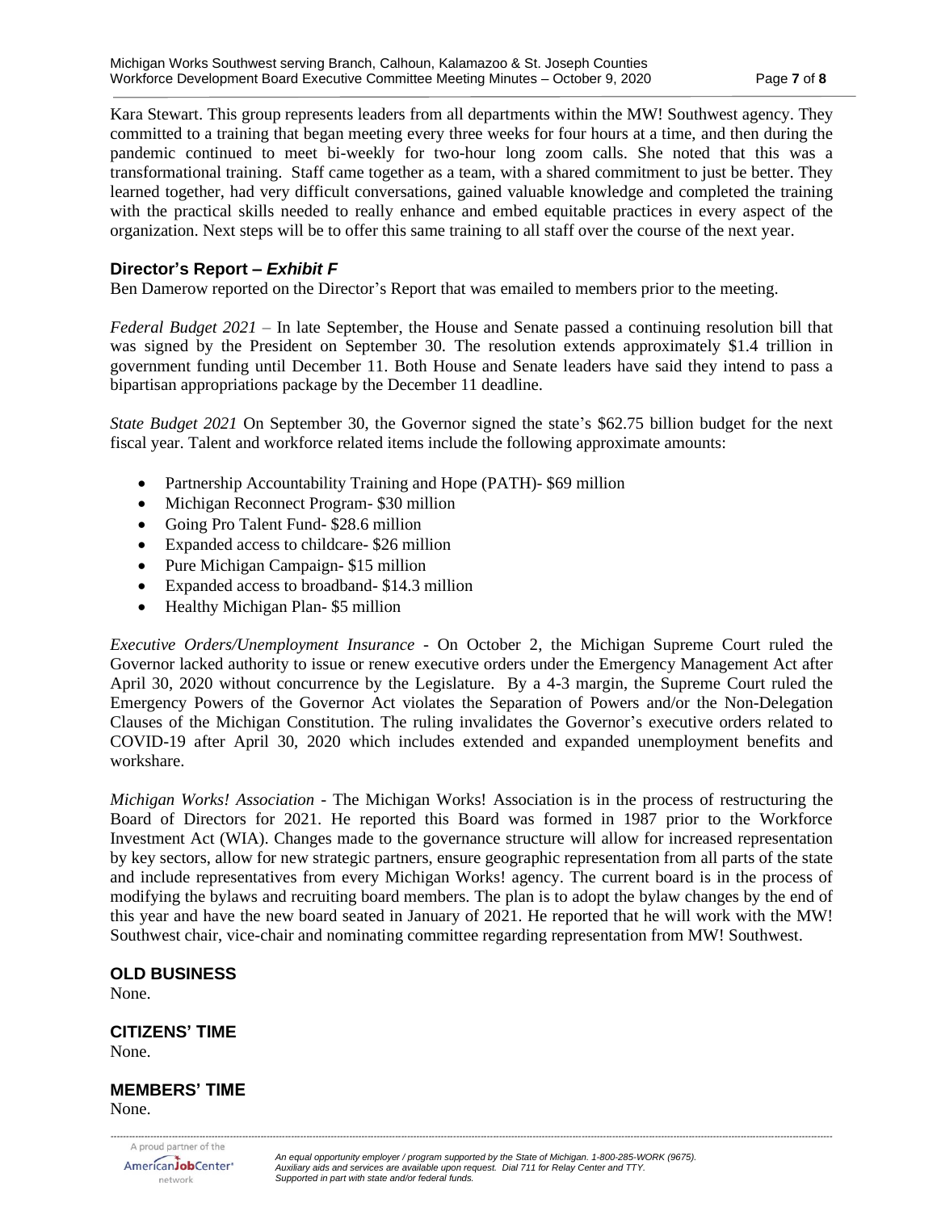Kara Stewart. This group represents leaders from all departments within the MW! Southwest agency. They committed to a training that began meeting every three weeks for four hours at a time, and then during the pandemic continued to meet bi-weekly for two-hour long zoom calls. She noted that this was a transformational training. Staff came together as a team, with a shared commitment to just be better. They learned together, had very difficult conversations, gained valuable knowledge and completed the training with the practical skills needed to really enhance and embed equitable practices in every aspect of the organization. Next steps will be to offer this same training to all staff over the course of the next year.

### Director's Report – *Exhibit F*

Ben Damerow reported on the Director's Report that was emailed to members prior to the meeting.

*Federal Budget 2021* – In late September, the House and Senate passed a continuing resolution bill that was signed by the President on September 30. The resolution extends approximately $1.4 trillion in government funding until December 11. Both House and Senate leaders have said they intend to pass a bipartisan appropriations package by the December 11 deadline.

*State Budget 2021* On September 30, the Governor signed the state's $62.75 billion budget for the next fiscal year. Talent and workforce related items include the following approximate amounts:

- Partnership Accountability Training and Hope (PATH)- $69 million
- Michigan Reconnect Program- $30 million
- Going Pro Talent Fund- $28.6 million
- Expanded access to childcare- $26 million
- Pure Michigan Campaign- $15 million
- Expanded access to broadband- $14.3 million
- Healthy Michigan Plan- $5 million

*Executive Orders/Unemployment Insurance* - On October 2, the Michigan Supreme Court ruled the Governor lacked authority to issue or renew executive orders under the Emergency Management Act after April 30, 2020 without concurrence by the Legislature. By a 4-3 margin, the Supreme Court ruled the Emergency Powers of the Governor Act violates the Separation of Powers and/or the Non-Delegation Clauses of the Michigan Constitution. The ruling invalidates the Governor's executive orders related to COVID-19 after April 30, 2020 which includes extended and expanded unemployment benefits and workshare.

*Michigan Works! Association* - The Michigan Works! Association is in the process of restructuring the Board of Directors for 2021. He reported this Board was formed in 1987 prior to the Workforce Investment Act (WIA). Changes made to the governance structure will allow for increased representation by key sectors, allow for new strategic partners, ensure geographic representation from all parts of the state and include representatives from every Michigan Works! agency. The current board is in the process of modifying the bylaws and recruiting board members. The plan is to adopt the bylaw changes by the end of this year and have the new board seated in January of 2021. He reported that he will work with the MW! Southwest chair, vice-chair and nominating committee regarding representation from MW! Southwest.

### OLD BUSINESS

None.

### CITIZENS' TIME

None.

### MEMBERS' TIME

None.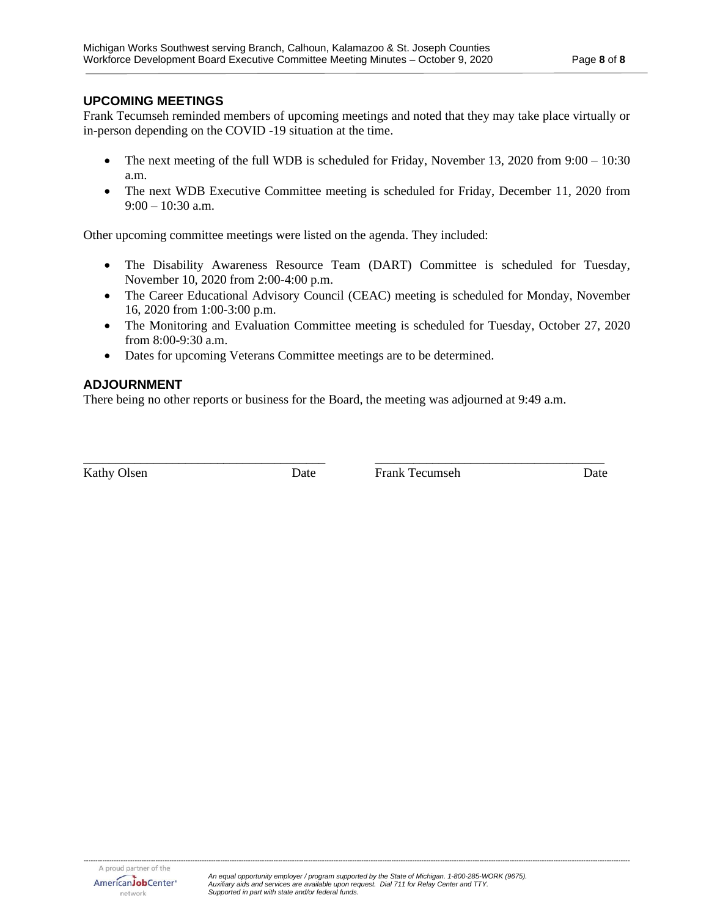## UPCOMING MEETINGS

Frank Tecumseh reminded members of upcoming meetings and noted that they may take place virtually or in-person depending on the COVID -19 situation at the time.

- The next meeting of the full WDB is scheduled for Friday, November 13, 2020 from 9:00 – 10:30 a.m.
- The next WDB Executive Committee meeting is scheduled for Friday, December 11, 2020 from 9:00 – 10:30 a.m.

Other upcoming committee meetings were listed on the agenda. They included:

- The Disability Awareness Resource Team (DART) Committee is scheduled for Tuesday, November 10, 2020 from 2:00-4:00 p.m.
- The Career Educational Advisory Council (CEAC) meeting is scheduled for Monday, November 16, 2020 from 1:00-3:00 p.m.
- The Monitoring and Evaluation Committee meeting is scheduled for Tuesday, October 27, 2020 from 8:00-9:30 a.m.
- Dates for upcoming Veterans Committee meetings are to be determined.

## ADJOURNMENT

There being no other reports or business for the Board, the meeting was adjourned at 9:49 a.m.

_______________________________________ _____________________________________

Kathy Olsen Date Frank Tecumseh Date